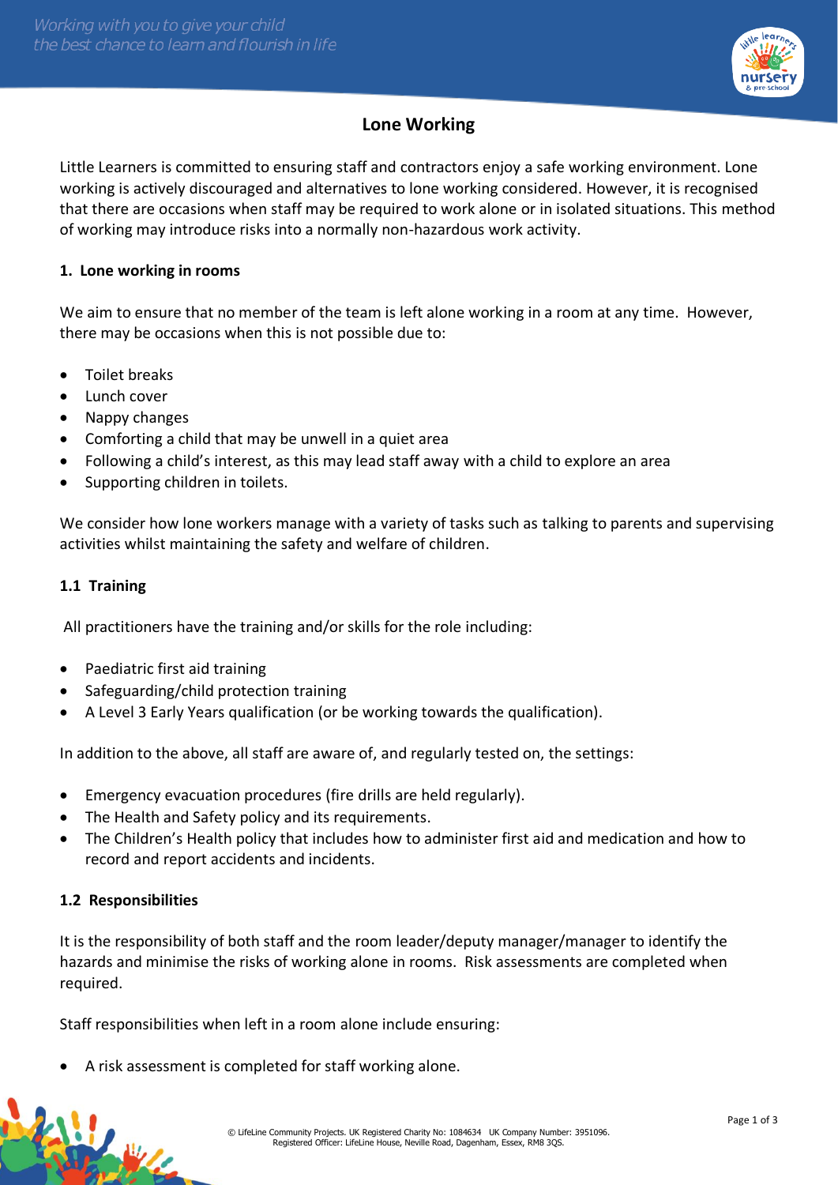# Lone Working

Little Learners is committed to ensuring staff and contractors enjoy a safe working environment. Lone working is actively discouraged and alternatives to lone working considered. However, it is recognised that there are occasions when staff may be required to work alone or in isolated situations. This method of working may introduce risks into a normally non-hazardous work activity.

## 1. Lone working in rooms

We aim to ensure that no member of the team is left alone working in a room at any time. However, there may be occasions when this is not possible due to:

- Toilet breaks
- Lunch cover
- Nappy changes
- Comforting a child that may be unwell in a quiet area
- Following a child's interest, as this may lead staff away with a child to explore an area
- Supporting children in toilets.

We consider how lone workers manage with a variety of tasks such as talking to parents and supervising activities whilst maintaining the safety and welfare of children.

### 1.1 Training

All practitioners have the training and/or skills for the role including:

- Paediatric first aid training
- Safeguarding/child protection training
- A Level 3 Early Years qualification (or be working towards the qualification).

In addition to the above, all staff are aware of, and regularly tested on, the settings:

- Emergency evacuation procedures (fire drills are held regularly).
- The Health and Safety policy and its requirements.
- The Children's Health policy that includes how to administer first aid and medication and how to record and report accidents and incidents.

### 1.2 Responsibilities

It is the responsibility of both staff and the room leader/deputy manager/manager to identify the hazards and minimise the risks of working alone in rooms. Risk assessments are completed when required.

Staff responsibilities when left in a room alone include ensuring:

- A risk assessment is completed for staff working alone.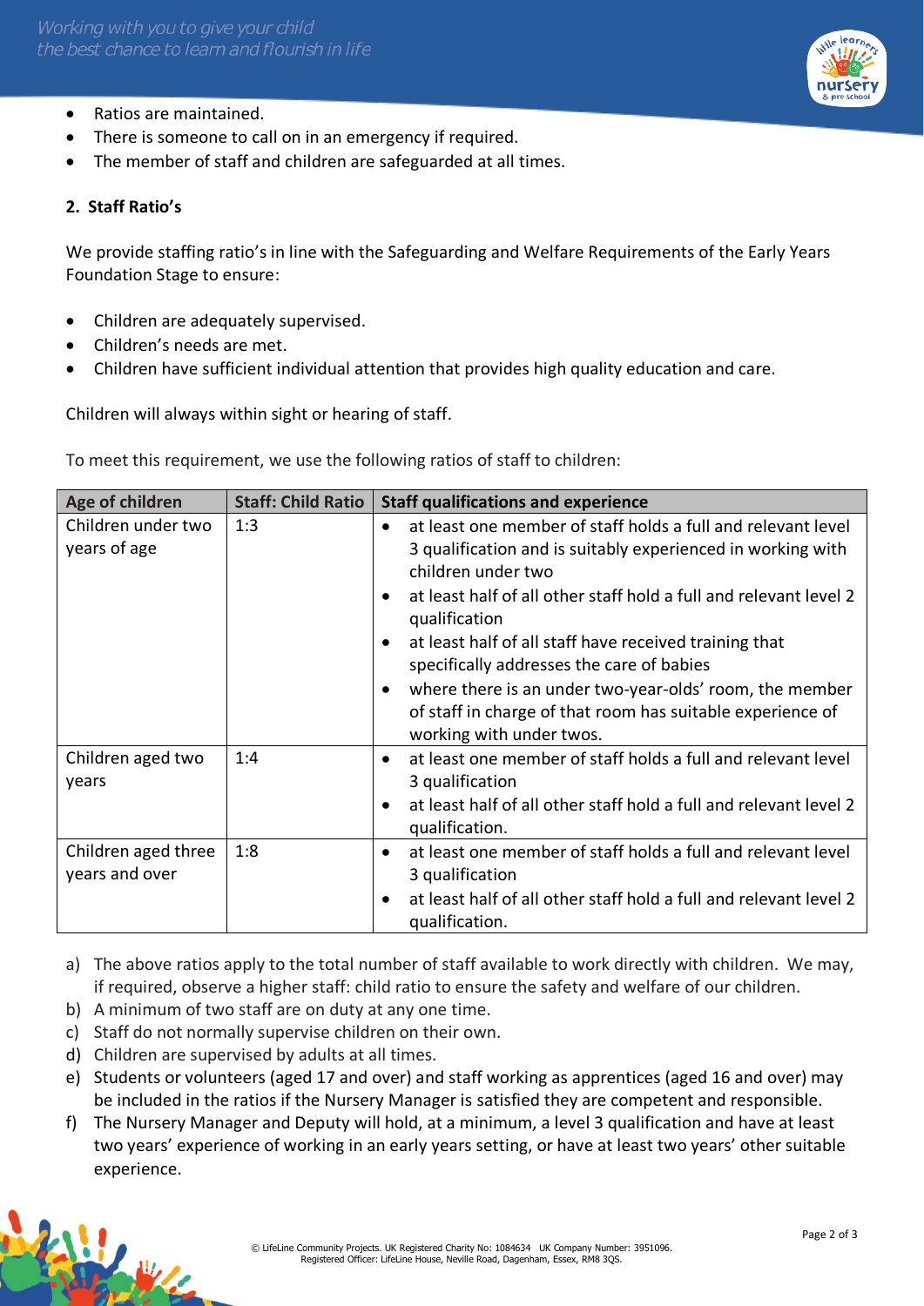- Ratios are maintained.
- There is someone to call on in an emergency if required.
- The member of staff and children are safeguarded at all times.

## 2. Staff Ratio's

We provide staffing ratio's in line with the Safeguarding and Welfare Requirements of the Early Years Foundation Stage to ensure:

- Children are adequately supervised.
- Children's needs are met.
- Children have sufficient individual attention that provides high quality education and care.

Children will always within sight or hearing of staff.

To meet this requirement, we use the following ratios of staff to children:

| Age of children | Staff: Child Ratio | Staff qualifications and experience |
|---|---|---|
| Children under two years of age | 1:3 | • at least one member of staff holds a full and relevant level 3 qualification and is suitably experienced in working with children under two<br>• at least half of all other staff hold a full and relevant level 2 qualification<br>• at least half of all staff have received training that specifically addresses the care of babies<br>• where there is an under two-year-olds' room, the member of staff in charge of that room has suitable experience of working with under twos. |
| Children aged two years | 1:4 | • at least one member of staff holds a full and relevant level 3 qualification<br>• at least half of all other staff hold a full and relevant level 2 qualification. |
| Children aged three years and over | 1:8 | • at least one member of staff holds a full and relevant level 3 qualification<br>• at least half of all other staff hold a full and relevant level 2 qualification. |

a) The above ratios apply to the total number of staff available to work directly with children. We may, if required, observe a higher staff: child ratio to ensure the safety and welfare of our children.
b) A minimum of two staff are on duty at any one time.
c) Staff do not normally supervise children on their own.
d) Children are supervised by adults at all times.
e) Students or volunteers (aged 17 and over) and staff working as apprentices (aged 16 and over) may be included in the ratios if the Nursery Manager is satisfied they are competent and responsible.
f) The Nursery Manager and Deputy will hold, at a minimum, a level 3 qualification and have at least two years' experience of working in an early years setting, or have at least two years' other suitable experience.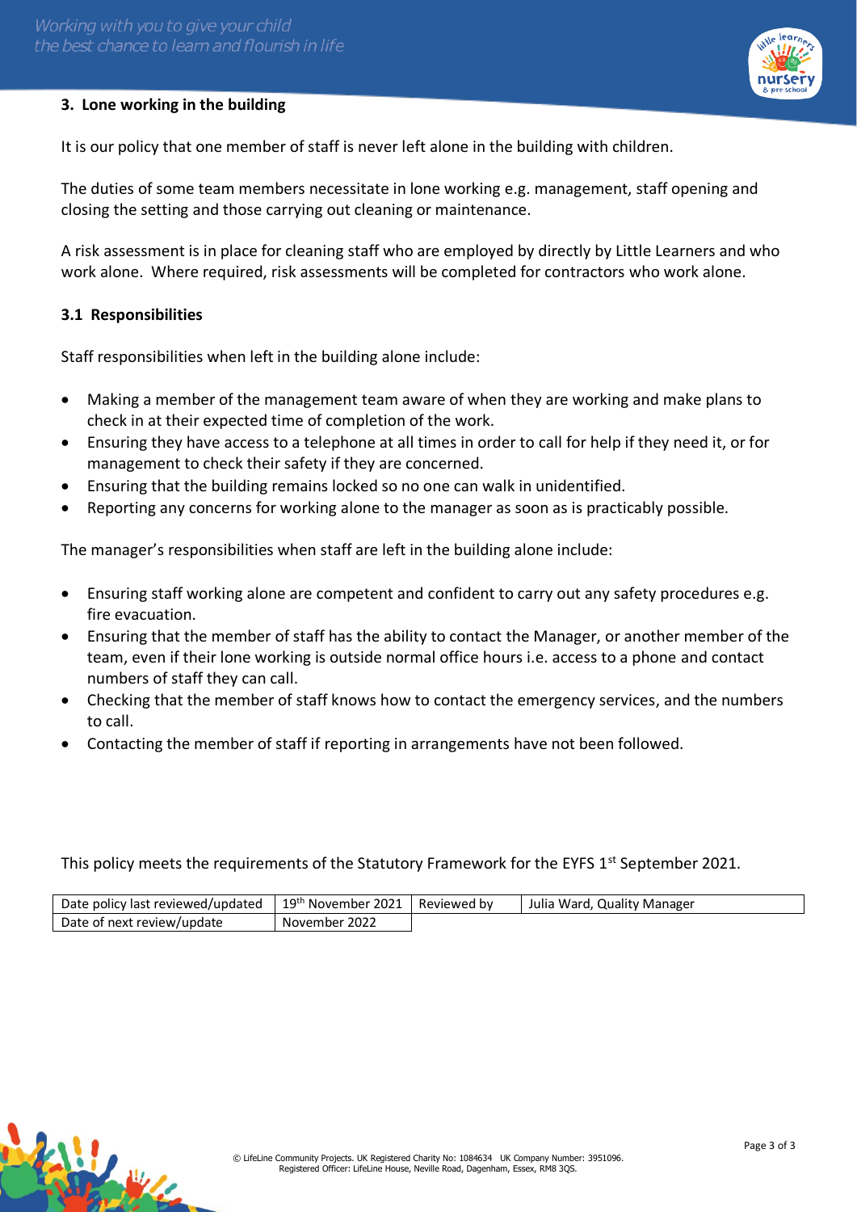### 3. Lone working in the building

It is our policy that one member of staff is never left alone in the building with children.

The duties of some team members necessitate in lone working e.g. management, staff opening and closing the setting and those carrying out cleaning or maintenance.

A risk assessment is in place for cleaning staff who are employed by directly by Little Learners and who work alone. Where required, risk assessments will be completed for contractors who work alone.

#### 3.1 Responsibilities

Staff responsibilities when left in the building alone include:

- Making a member of the management team aware of when they are working and make plans to check in at their expected time of completion of the work.
- Ensuring they have access to a telephone at all times in order to call for help if they need it, or for management to check their safety if they are concerned.
- Ensuring that the building remains locked so no one can walk in unidentified.
- Reporting any concerns for working alone to the manager as soon as is practicably possible.

The manager's responsibilities when staff are left in the building alone include:

- Ensuring staff working alone are competent and confident to carry out any safety procedures e.g. fire evacuation.
- Ensuring that the member of staff has the ability to contact the Manager, or another member of the team, even if their lone working is outside normal office hours i.e. access to a phone and contact numbers of staff they can call.
- Checking that the member of staff knows how to contact the emergency services, and the numbers to call.
- Contacting the member of staff if reporting in arrangements have not been followed.

This policy meets the requirements of the Statutory Framework for the EYFS 1st September 2021.

| | | | |
|---|---|---|---|
| Date policy last reviewed/updated | 19th November 2021 | Reviewed by | Julia Ward, Quality Manager |
| Date of next review/update | November 2022 | | |

© LifeLine Community Projects. UK Registered Charity No: 1084634 UK Company Number: 3951096.
Registered Office: LifeLine House, Neville Road, Dagenham, Essex, RM8 3QS.